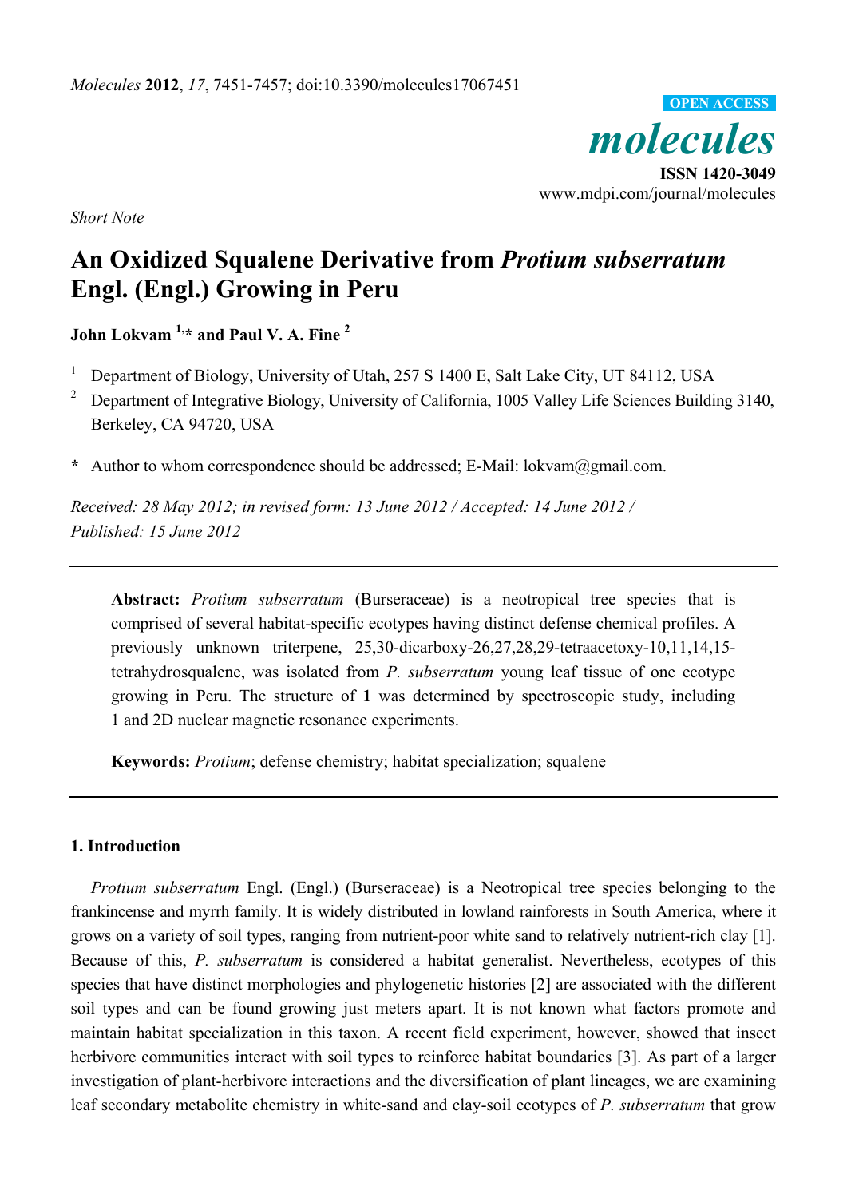*Short Note*

# An Oxidized Squalene Derivative from *Protium subserratum* Engl. (Engl.) Growing in Peru

**John Lokvam [1,*] and Paul V. A. Fine [2]**

[1] Department of Biology, University of Utah, 257 S 1400 E, Salt Lake City, UT 84112, USA

[2] Department of Integrative Biology, University of California, 1005 Valley Life Sciences Building 3140, Berkeley, CA 94720, USA

**\*** Author to whom correspondence should be addressed; E-Mail: lokvam@gmail.com.

*Received: 28 May 2012; in revised form: 13 June 2012 / Accepted: 14 June 2012 / Published: 15 June 2012*

---

**Abstract:** *Protium subserratum* (Burseraceae) is a neotropical tree species that is comprised of several habitat-specific ecotypes having distinct defense chemical profiles. A previously unknown triterpene, 25,30-dicarboxy-26,27,28,29-tetraacetoxy-10,11,14,15-tetrahydrosqualene, was isolated from *P. subserratum* young leaf tissue of one ecotype growing in Peru. The structure of **1** was determined by spectroscopic study, including 1 and 2D nuclear magnetic resonance experiments.

**Keywords:** *Protium*; defense chemistry; habitat specialization; squalene

---

## 1. Introduction

*Protium subserratum* Engl. (Engl.) (Burseraceae) is a Neotropical tree species belonging to the frankincense and myrrh family. It is widely distributed in lowland rainforests in South America, where it grows on a variety of soil types, ranging from nutrient-poor white sand to relatively nutrient-rich clay [1]. Because of this, *P. subserratum* is considered a habitat generalist. Nevertheless, ecotypes of this species that have distinct morphologies and phylogenetic histories [2] are associated with the different soil types and can be found growing just meters apart. It is not known what factors promote and maintain habitat specialization in this taxon. A recent field experiment, however, showed that insect herbivore communities interact with soil types to reinforce habitat boundaries [3]. As part of a larger investigation of plant-herbivore interactions and the diversification of plant lineages, we are examining leaf secondary metabolite chemistry in white-sand and clay-soil ecotypes of *P. subserratum* that grow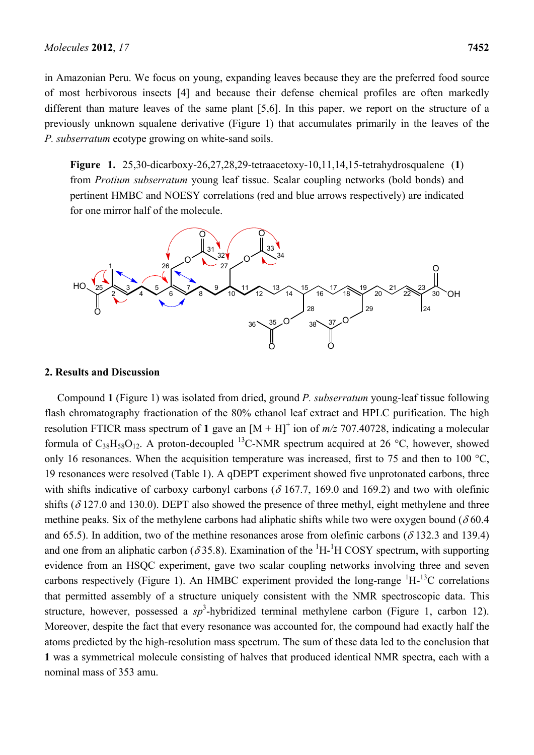in Amazonian Peru. We focus on young, expanding leaves because they are the preferred food source of most herbivorous insects [4] and because their defense chemical profiles are often markedly different than mature leaves of the same plant [5,6]. In this paper, we report on the structure of a previously unknown squalene derivative (Figure 1) that accumulates primarily in the leaves of the *P. subserratum* ecotype growing on white-sand soils.

**Figure 1.** 25,30-dicarboxy-26,27,28,29-tetraacetoxy-10,11,14,15-tetrahydrosqualene (**1**) from *Protium subserratum* young leaf tissue. Scalar coupling networks (bold bonds) and pertinent HMBC and NOESY correlations (red and blue arrows respectively) are indicated for one mirror half of the molecule.

## 2. Results and Discussion

Compound **1** (Figure 1) was isolated from dried, ground *P. subserratum* young-leaf tissue following flash chromatography fractionation of the 80% ethanol leaf extract and HPLC purification. The high resolution FTICR mass spectrum of **1** gave an $[M + H]^+$ ion of $m/z$ 707.40728, indicating a molecular formula of $C_{38}H_{58}O_{12}$. A proton-decoupled $^{13}C$-NMR spectrum acquired at 26 °C, however, showed only 16 resonances. When the acquisition temperature was increased, first to 75 and then to 100 °C, 19 resonances were resolved (Table 1). A qDEPT experiment showed five unprotonated carbons, three with shifts indicative of carboxy carbonyl carbons ($\delta$ 167.7, 169.0 and 169.2) and two with olefinic shifts ($\delta$ 127.0 and 130.0). DEPT also showed the presence of three methyl, eight methylene and three methine peaks. Six of the methylene carbons had aliphatic shifts while two were oxygen bound ($\delta$ 60.4 and 65.5). In addition, two of the methine resonances arose from olefinic carbons ($\delta$ 132.3 and 139.4) and one from an aliphatic carbon ($\delta$ 35.8). Examination of the $^1H$-$^1H$ COSY spectrum, with supporting evidence from an HSQC experiment, gave two scalar coupling networks involving three and seven carbons respectively (Figure 1). An HMBC experiment provided the long-range $^1H$-$^{13}C$ correlations that permitted assembly of a structure uniquely consistent with the NMR spectroscopic data. This structure, however, possessed a $sp^3$-hybridized terminal methylene carbon (Figure 1, carbon 12). Moreover, despite the fact that every resonance was accounted for, the compound had exactly half the atoms predicted by the high-resolution mass spectrum. The sum of these data led to the conclusion that **1** was a symmetrical molecule consisting of halves that produced identical NMR spectra, each with a nominal mass of 353 amu.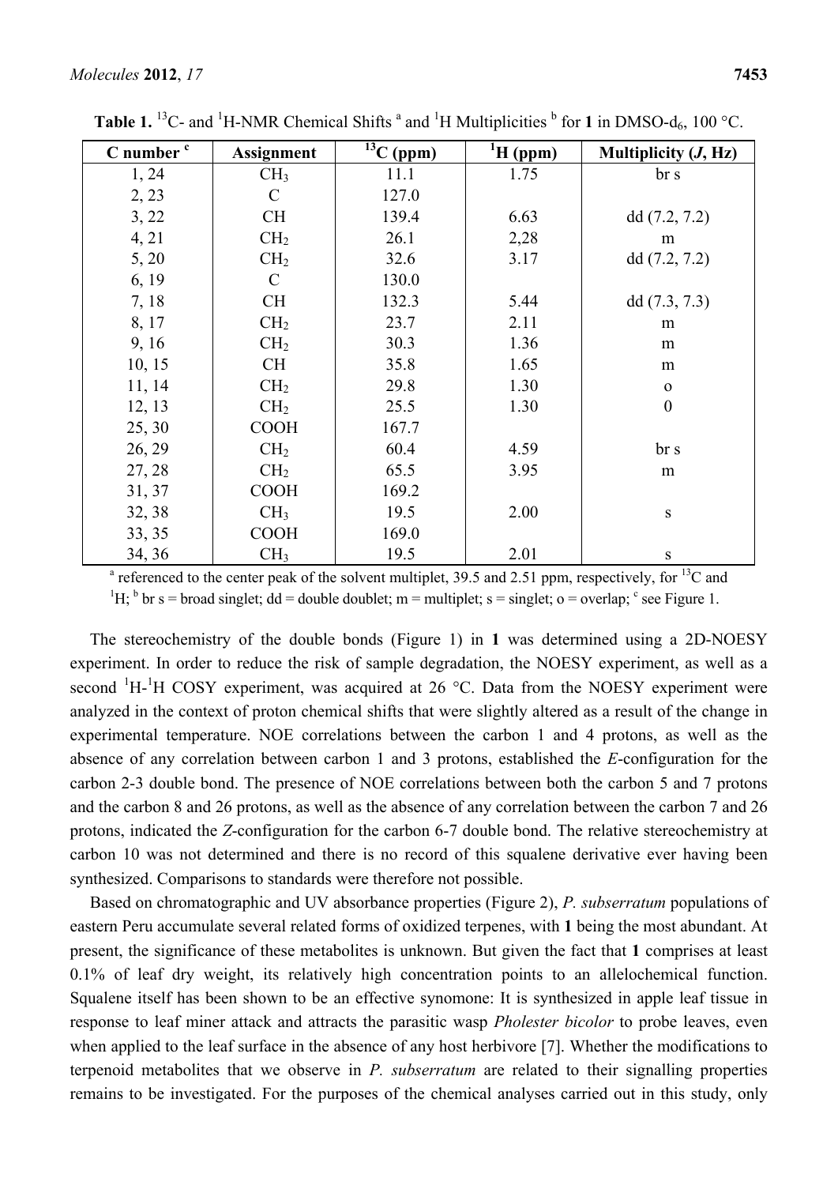**Table 1.** $^{13}C$- and $^{1}H$-NMR Chemical Shifts [a] and $^{1}H$ Multiplicities [b] for **1** in DMSO-$d_6$, 100 °C.

| C number [c] | Assignment | $^{13}C$ (ppm) | $^{1}H$ (ppm) | Multiplicity (*J*, Hz) |
|---|---|---|---|---|
| 1, 24 | $CH_3$ | 11.1 | 1.75 | br s |
| 2, 23 | C | 127.0 | | |
| 3, 22 | CH | 139.4 | 6.63 | dd (7.2, 7.2) |
| 4, 21 | $CH_2$ | 26.1 | 2,28 | m |
| 5, 20 | $CH_2$ | 32.6 | 3.17 | dd (7.2, 7.2) |
| 6, 19 | C | 130.0 | | |
| 7, 18 | CH | 132.3 | 5.44 | dd (7.3, 7.3) |
| 8, 17 | $CH_2$ | 23.7 | 2.11 | m |
| 9, 16 | $CH_2$ | 30.3 | 1.36 | m |
| 10, 15 | CH | 35.8 | 1.65 | m |
| 11, 14 | $CH_2$ | 29.8 | 1.30 | o |
| 12, 13 | $CH_2$ | 25.5 | 1.30 | 0 |
| 25, 30 | COOH | 167.7 | | |
| 26, 29 | $CH_2$ | 60.4 | 4.59 | br s |
| 27, 28 | $CH_2$ | 65.5 | 3.95 | m |
| 31, 37 | COOH | 169.2 | | |
| 32, 38 | $CH_3$ | 19.5 | 2.00 | s |
| 33, 35 | COOH | 169.0 | | |
| 34, 36 | $CH_3$ | 19.5 | 2.01 | s |

[a] referenced to the center peak of the solvent multiplet, 39.5 and 2.51 ppm, respectively, for $^{13}C$ and $^{1}H$; [b] br s = broad singlet; dd = double doublet; m = multiplet; s = singlet; o = overlap; [c] see Figure 1.

The stereochemistry of the double bonds (Figure 1) in **1** was determined using a 2D-NOESY experiment. In order to reduce the risk of sample degradation, the NOESY experiment, as well as a second $^{1}H$-$^{1}H$ COSY experiment, was acquired at 26 °C. Data from the NOESY experiment were analyzed in the context of proton chemical shifts that were slightly altered as a result of the change in experimental temperature. NOE correlations between the carbon 1 and 4 protons, as well as the absence of any correlation between carbon 1 and 3 protons, established the *E*-configuration for the carbon 2-3 double bond. The presence of NOE correlations between both the carbon 5 and 7 protons and the carbon 8 and 26 protons, as well as the absence of any correlation between the carbon 7 and 26 protons, indicated the *Z*-configuration for the carbon 6-7 double bond. The relative stereochemistry at carbon 10 was not determined and there is no record of this squalene derivative ever having been synthesized. Comparisons to standards were therefore not possible.

Based on chromatographic and UV absorbance properties (Figure 2), *P. subserratum* populations of eastern Peru accumulate several related forms of oxidized terpenes, with **1** being the most abundant. At present, the significance of these metabolites is unknown. But given the fact that **1** comprises at least 0.1% of leaf dry weight, its relatively high concentration points to an allelochemical function. Squalene itself has been shown to be an effective synomone: It is synthesized in apple leaf tissue in response to leaf miner attack and attracts the parasitic wasp *Pholester bicolor* to probe leaves, even when applied to the leaf surface in the absence of any host herbivore [7]. Whether the modifications to terpenoid metabolites that we observe in *P. subserratum* are related to their signalling properties remains to be investigated. For the purposes of the chemical analyses carried out in this study, only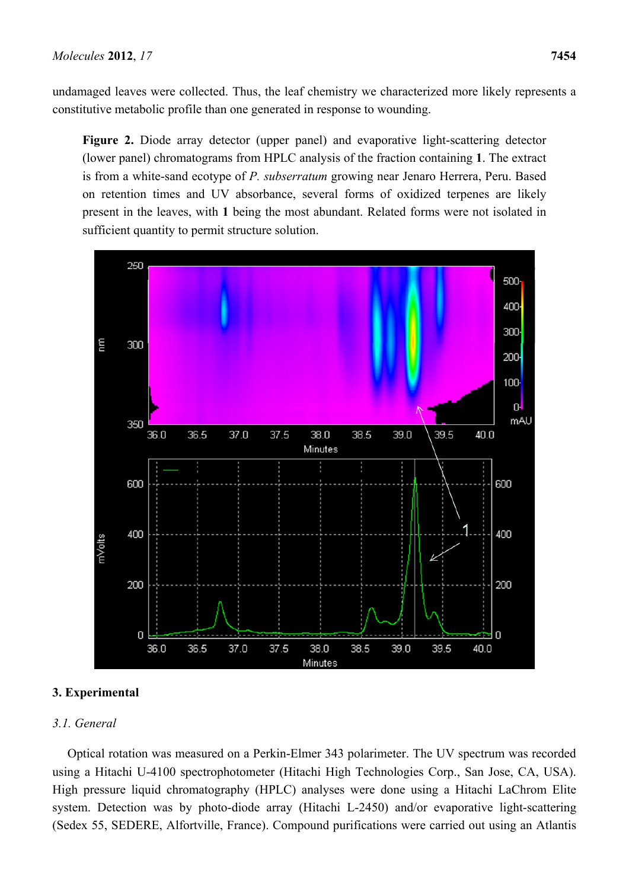undamaged leaves were collected. Thus, the leaf chemistry we characterized more likely represents a constitutive metabolic profile than one generated in response to wounding.

**Figure 2.** Diode array detector (upper panel) and evaporative light-scattering detector (lower panel) chromatograms from HPLC analysis of the fraction containing **1**. The extract is from a white-sand ecotype of *P. subserratum* growing near Jenaro Herrera, Peru. Based on retention times and UV absorbance, several forms of oxidized terpenes are likely present in the leaves, with **1** being the most abundant. Related forms were not isolated in sufficient quantity to permit structure solution.

## 3. Experimental

### 3.1. General

Optical rotation was measured on a Perkin-Elmer 343 polarimeter. The UV spectrum was recorded using a Hitachi U-4100 spectrophotometer (Hitachi High Technologies Corp., San Jose, CA, USA). High pressure liquid chromatography (HPLC) analyses were done using a Hitachi LaChrom Elite system. Detection was by photo-diode array (Hitachi L-2450) and/or evaporative light-scattering (Sedex 55, SEDERE, Alfortville, France). Compound purifications were carried out using an Atlantis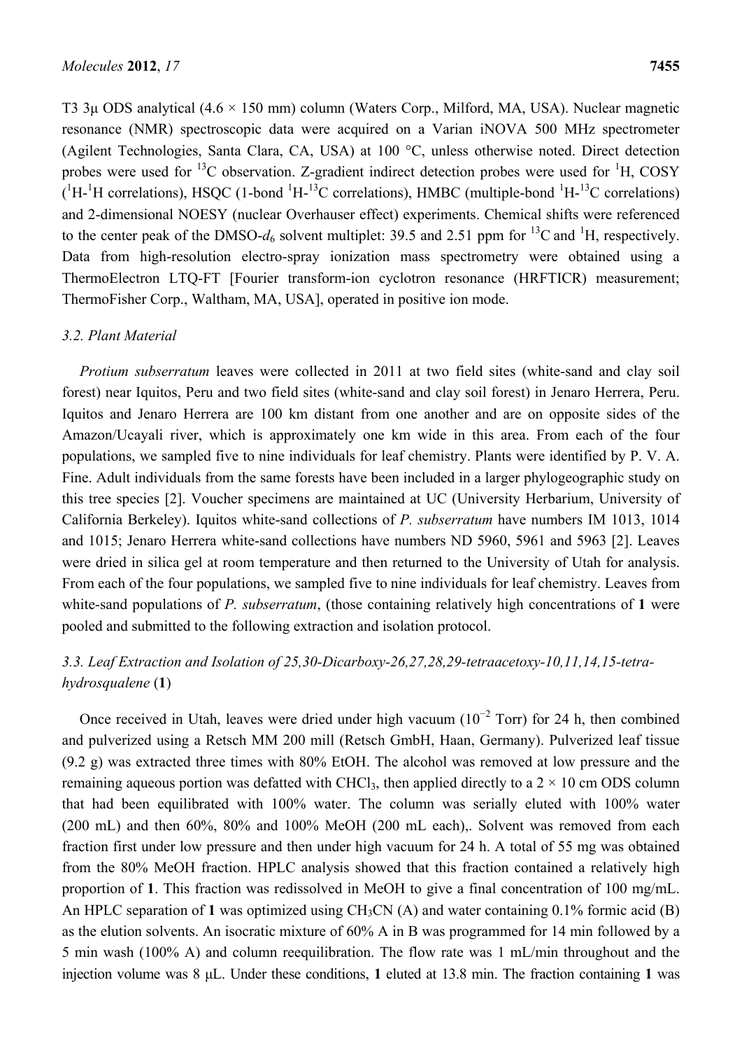T3 3μ ODS analytical (4.6 × 150 mm) column (Waters Corp., Milford, MA, USA). Nuclear magnetic resonance (NMR) spectroscopic data were acquired on a Varian iNOVA 500 MHz spectrometer (Agilent Technologies, Santa Clara, CA, USA) at 100 °C, unless otherwise noted. Direct detection probes were used for $^{13}C$ observation. Z-gradient indirect detection probes were used for $^{1}H$, COSY ($^{1}H$-$^{1}H$ correlations), HSQC (1-bond $^{1}H$-$^{13}C$ correlations), HMBC (multiple-bond $^{1}H$-$^{13}C$ correlations) and 2-dimensional NOESY (nuclear Overhauser effect) experiments. Chemical shifts were referenced to the center peak of the DMSO-$d_6$ solvent multiplet: 39.5 and 2.51 ppm for $^{13}C$ and $^{1}H$, respectively. Data from high-resolution electro-spray ionization mass spectrometry were obtained using a ThermoElectron LTQ-FT [Fourier transform-ion cyclotron resonance (HRFTICR) measurement; ThermoFisher Corp., Waltham, MA, USA], operated in positive ion mode.

### 3.2. Plant Material

*Protium subserratum* leaves were collected in 2011 at two field sites (white-sand and clay soil forest) near Iquitos, Peru and two field sites (white-sand and clay soil forest) in Jenaro Herrera, Peru. Iquitos and Jenaro Herrera are 100 km distant from one another and are on opposite sides of the Amazon/Ucayali river, which is approximately one km wide in this area. From each of the four populations, we sampled five to nine individuals for leaf chemistry. Plants were identified by P. V. A. Fine. Adult individuals from the same forests have been included in a larger phylogeographic study on this tree species [2]. Voucher specimens are maintained at UC (University Herbarium, University of California Berkeley). Iquitos white-sand collections of *P. subserratum* have numbers IM 1013, 1014 and 1015; Jenaro Herrera white-sand collections have numbers ND 5960, 5961 and 5963 [2]. Leaves were dried in silica gel at room temperature and then returned to the University of Utah for analysis. From each of the four populations, we sampled five to nine individuals for leaf chemistry. Leaves from white-sand populations of *P. subserratum*, (those containing relatively high concentrations of **1** were pooled and submitted to the following extraction and isolation protocol.

### 3.3. Leaf Extraction and Isolation of 25,30-Dicarboxy-26,27,28,29-tetraacetoxy-10,11,14,15-tetrahydrosqualene (1)

Once received in Utah, leaves were dried under high vacuum ($10^{-2}$ Torr) for 24 h, then combined and pulverized using a Retsch MM 200 mill (Retsch GmbH, Haan, Germany). Pulverized leaf tissue (9.2 g) was extracted three times with 80% EtOH. The alcohol was removed at low pressure and the remaining aqueous portion was defatted with $CHCl_3$, then applied directly to a 2 × 10 cm ODS column that had been equilibrated with 100% water. The column was serially eluted with 100% water (200 mL) and then 60%, 80% and 100% MeOH (200 mL each),. Solvent was removed from each fraction first under low pressure and then under high vacuum for 24 h. A total of 55 mg was obtained from the 80% MeOH fraction. HPLC analysis showed that this fraction contained a relatively high proportion of **1**. This fraction was redissolved in MeOH to give a final concentration of 100 mg/mL. An HPLC separation of **1** was optimized using $CH_3CN$ (A) and water containing 0.1% formic acid (B) as the elution solvents. An isocratic mixture of 60% A in B was programmed for 14 min followed by a 5 min wash (100% A) and column reequilibration. The flow rate was 1 mL/min throughout and the injection volume was 8 μL. Under these conditions, **1** eluted at 13.8 min. The fraction containing **1** was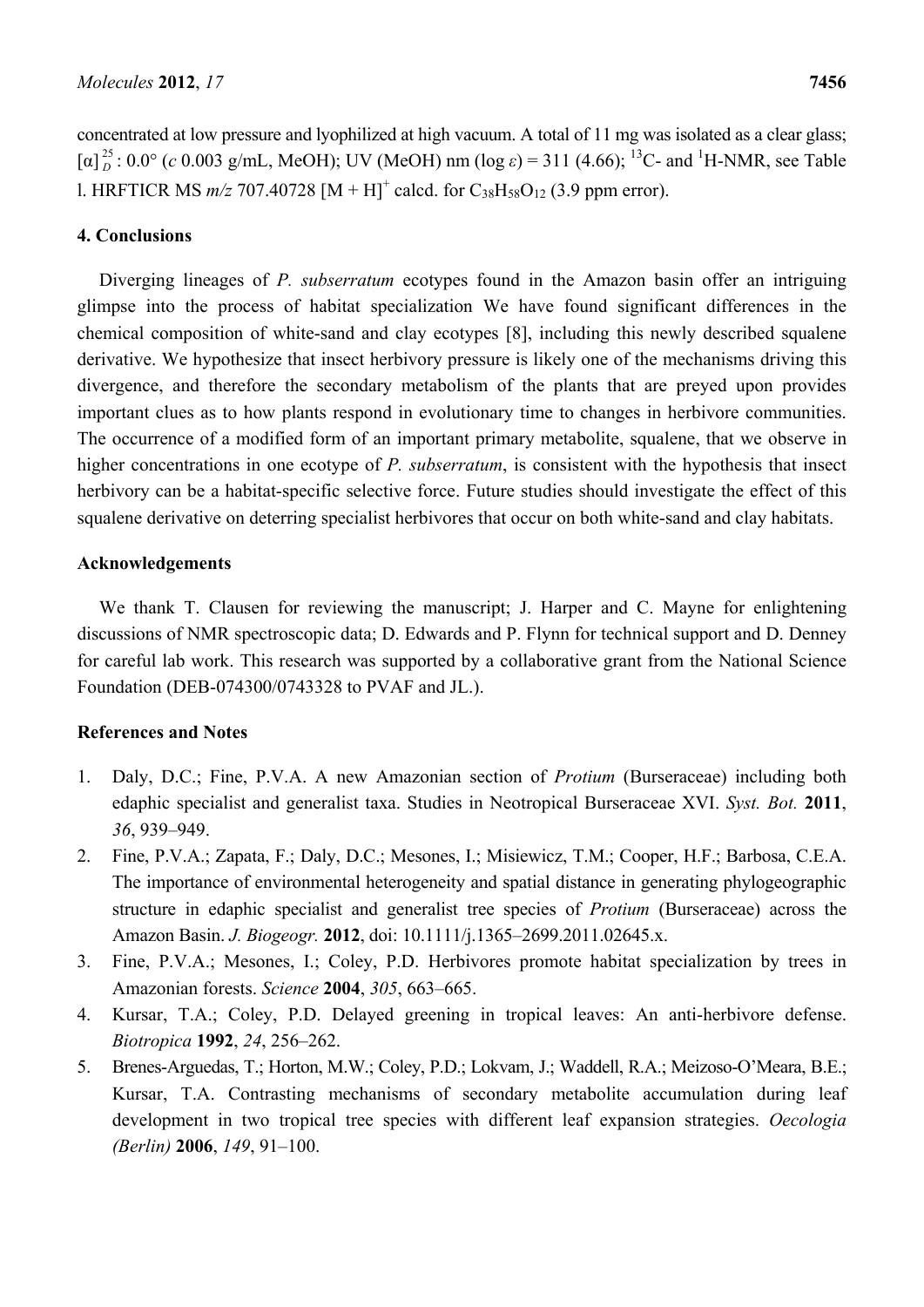concentrated at low pressure and lyophilized at high vacuum. A total of 11 mg was isolated as a clear glass; $[\alpha]_D^{25}$ : 0.0° (*c* 0.003 g/mL, MeOH); UV (MeOH) nm (log *ε*) = 311 (4.66); $^{13}$C- and $^{1}$H-NMR, see Table l. HRFTICR MS *m/z* 707.40728 $[M + H]^+$ calcd. for $C_{38}H_{58}O_{12}$ (3.9 ppm error).

## 4. Conclusions

Diverging lineages of *P. subserratum* ecotypes found in the Amazon basin offer an intriguing glimpse into the process of habitat specialization We have found significant differences in the chemical composition of white-sand and clay ecotypes [8], including this newly described squalene derivative. We hypothesize that insect herbivory pressure is likely one of the mechanisms driving this divergence, and therefore the secondary metabolism of the plants that are preyed upon provides important clues as to how plants respond in evolutionary time to changes in herbivore communities. The occurrence of a modified form of an important primary metabolite, squalene, that we observe in higher concentrations in one ecotype of *P. subserratum*, is consistent with the hypothesis that insect herbivory can be a habitat-specific selective force. Future studies should investigate the effect of this squalene derivative on deterring specialist herbivores that occur on both white-sand and clay habitats.

## Acknowledgements

We thank T. Clausen for reviewing the manuscript; J. Harper and C. Mayne for enlightening discussions of NMR spectroscopic data; D. Edwards and P. Flynn for technical support and D. Denney for careful lab work. This research was supported by a collaborative grant from the National Science Foundation (DEB-074300/0743328 to PVAF and JL.).

## References and Notes

1. Daly, D.C.; Fine, P.V.A. A new Amazonian section of *Protium* (Burseraceae) including both edaphic specialist and generalist taxa. Studies in Neotropical Burseraceae XVI. *Syst. Bot.* **2011**, *36*, 939–949.
2. Fine, P.V.A.; Zapata, F.; Daly, D.C.; Mesones, I.; Misiewicz, T.M.; Cooper, H.F.; Barbosa, C.E.A. The importance of environmental heterogeneity and spatial distance in generating phylogeographic structure in edaphic specialist and generalist tree species of *Protium* (Burseraceae) across the Amazon Basin. *J. Biogeogr.* **2012**, doi: 10.1111/j.1365–2699.2011.02645.x.
3. Fine, P.V.A.; Mesones, I.; Coley, P.D. Herbivores promote habitat specialization by trees in Amazonian forests. *Science* **2004**, *305*, 663–665.
4. Kursar, T.A.; Coley, P.D. Delayed greening in tropical leaves: An anti-herbivore defense. *Biotropica* **1992**, *24*, 256–262.
5. Brenes-Arguedas, T.; Horton, M.W.; Coley, P.D.; Lokvam, J.; Waddell, R.A.; Meizoso-O'Meara, B.E.; Kursar, T.A. Contrasting mechanisms of secondary metabolite accumulation during leaf development in two tropical tree species with different leaf expansion strategies. *Oecologia (Berlin)* **2006**, *149*, 91–100.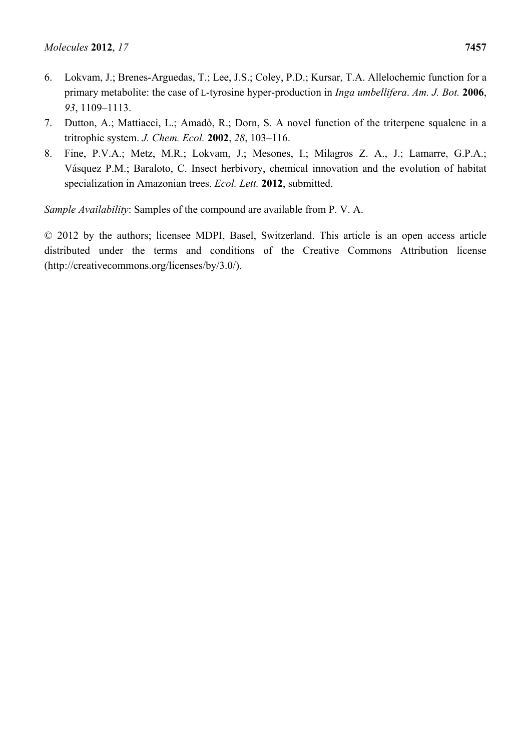6. Lokvam, J.; Brenes-Arguedas, T.; Lee, J.S.; Coley, P.D.; Kursar, T.A. Allelochemic function for a primary metabolite: the case of L-tyrosine hyper-production in *Inga umbellifera*. *Am. J. Bot.* **2006**, *93*, 1109–1113.
7. Dutton, A.; Mattiacci, L.; Amadò, R.; Dorn, S. A novel function of the triterpene squalene in a tritrophic system. *J. Chem. Ecol.* **2002**, *28*, 103–116.
8. Fine, P.V.A.; Metz, M.R.; Lokvam, J.; Mesones, I.; Milagros Z. A., J.; Lamarre, G.P.A.; Vásquez P.M.; Baraloto, C. Insect herbivory, chemical innovation and the evolution of habitat specialization in Amazonian trees. *Ecol. Lett.* **2012**, submitted.

*Sample Availability*: Samples of the compound are available from P. V. A.

© 2012 by the authors; licensee MDPI, Basel, Switzerland. This article is an open access article distributed under the terms and conditions of the Creative Commons Attribution license (http://creativecommons.org/licenses/by/3.0/).